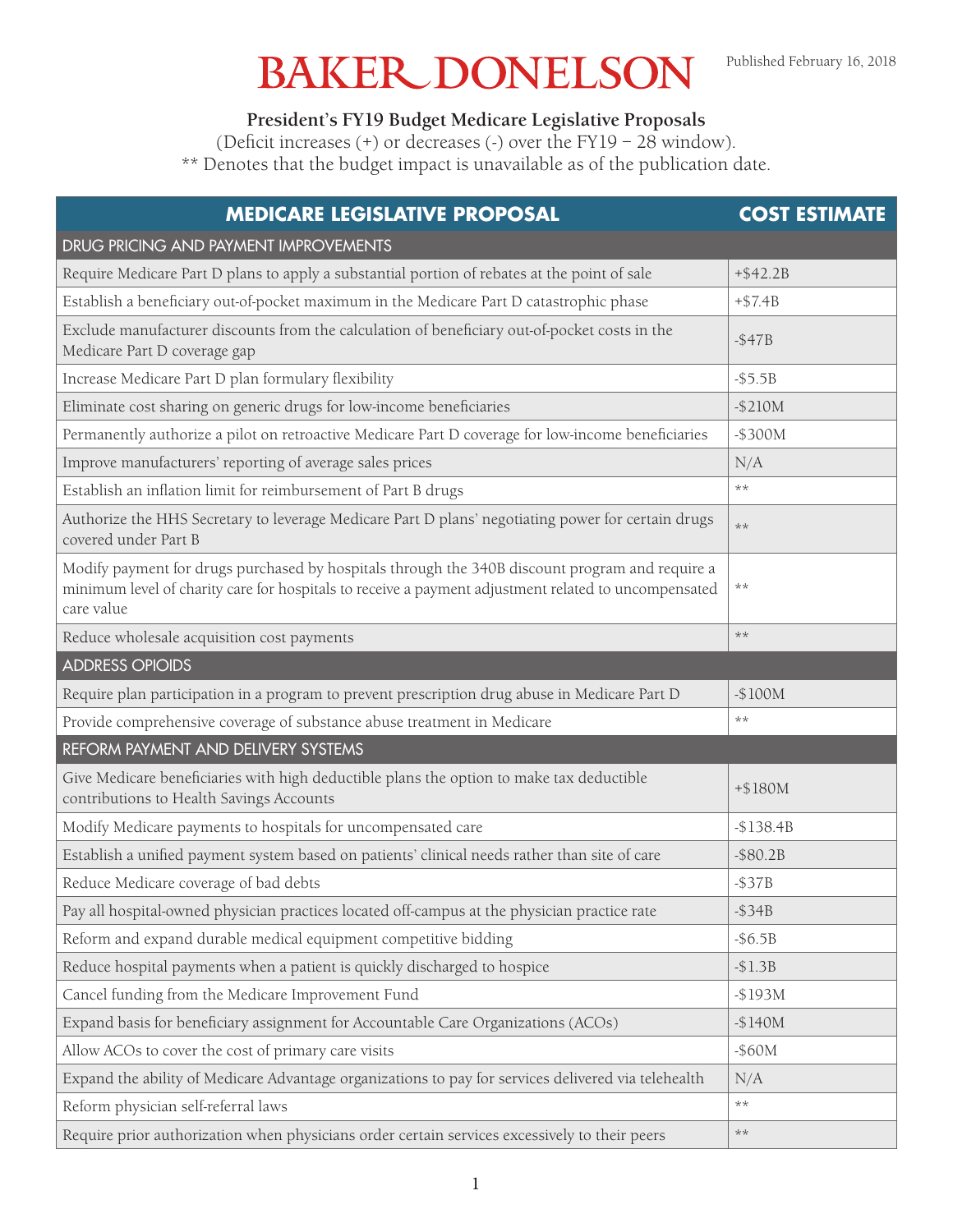# BAKER DONELSON

Published February 16, 2018

**President's FY19 Budget Medicare Legislative Proposals**

(Deficit increases (+) or decreases (-) over the FY19 – 28 window).

** Denotes that the budget impact is unavailable as of the publication date.

| MEDICARE LEGISLATIVE PROPOSAL | COST ESTIMATE |
|---|---|
| DRUG PRICING AND PAYMENT IMPROVEMENTS | |
| Require Medicare Part D plans to apply a substantial portion of rebates at the point of sale | +$42.2B |
| Establish a beneficiary out-of-pocket maximum in the Medicare Part D catastrophic phase | +$7.4B |
| Exclude manufacturer discounts from the calculation of beneficiary out-of-pocket costs in the Medicare Part D coverage gap | -$47B |
| Increase Medicare Part D plan formulary flexibility | -$5.5B |
| Eliminate cost sharing on generic drugs for low-income beneficiaries | -$210M |
| Permanently authorize a pilot on retroactive Medicare Part D coverage for low-income beneficiaries | -$300M |
| Improve manufacturers' reporting of average sales prices | N/A |
| Establish an inflation limit for reimbursement of Part B drugs | ** |
| Authorize the HHS Secretary to leverage Medicare Part D plans' negotiating power for certain drugs covered under Part B | ** |
| Modify payment for drugs purchased by hospitals through the 340B discount program and require a minimum level of charity care for hospitals to receive a payment adjustment related to uncompensated care value | ** |
| Reduce wholesale acquisition cost payments | ** |
| ADDRESS OPIOIDS | |
| Require plan participation in a program to prevent prescription drug abuse in Medicare Part D | -$100M |
| Provide comprehensive coverage of substance abuse treatment in Medicare | ** |
| REFORM PAYMENT AND DELIVERY SYSTEMS | |
| Give Medicare beneficiaries with high deductible plans the option to make tax deductible contributions to Health Savings Accounts | +$180M |
| Modify Medicare payments to hospitals for uncompensated care | -$138.4B |
| Establish a unified payment system based on patients' clinical needs rather than site of care | -$80.2B |
| Reduce Medicare coverage of bad debts | -$37B |
| Pay all hospital-owned physician practices located off-campus at the physician practice rate | -$34B |
| Reform and expand durable medical equipment competitive bidding | -$6.5B |
| Reduce hospital payments when a patient is quickly discharged to hospice | -$1.3B |
| Cancel funding from the Medicare Improvement Fund | -$193M |
| Expand basis for beneficiary assignment for Accountable Care Organizations (ACOs) | -$140M |
| Allow ACOs to cover the cost of primary care visits | -$60M |
| Expand the ability of Medicare Advantage organizations to pay for services delivered via telehealth | N/A |
| Reform physician self-referral laws | ** |
| Require prior authorization when physicians order certain services excessively to their peers | ** |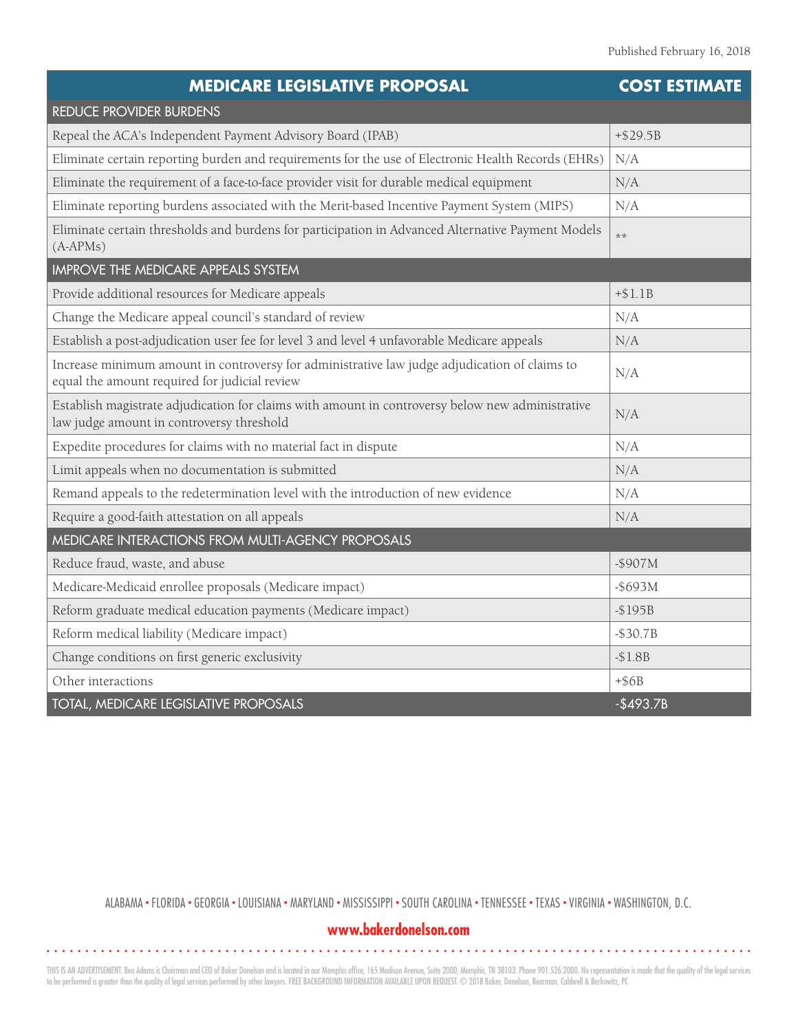Published February 16, 2018

| MEDICARE LEGISLATIVE PROPOSAL | COST ESTIMATE |
|---|---|
| REDUCE PROVIDER BURDENS | |
| Repeal the ACA's Independent Payment Advisory Board (IPAB) | +$29.5B |
| Eliminate certain reporting burden and requirements for the use of Electronic Health Records (EHRs) | N/A |
| Eliminate the requirement of a face-to-face provider visit for durable medical equipment | N/A |
| Eliminate reporting burdens associated with the Merit-based Incentive Payment System (MIPS) | N/A |
| Eliminate certain thresholds and burdens for participation in Advanced Alternative Payment Models (A-APMs) | ** |
| IMPROVE THE MEDICARE APPEALS SYSTEM | |
| Provide additional resources for Medicare appeals | +$1.1B |
| Change the Medicare appeal council's standard of review | N/A |
| Establish a post-adjudication user fee for level 3 and level 4 unfavorable Medicare appeals | N/A |
| Increase minimum amount in controversy for administrative law judge adjudication of claims to equal the amount required for judicial review | N/A |
| Establish magistrate adjudication for claims with amount in controversy below new administrative law judge amount in controversy threshold | N/A |
| Expedite procedures for claims with no material fact in dispute | N/A |
| Limit appeals when no documentation is submitted | N/A |
| Remand appeals to the redetermination level with the introduction of new evidence | N/A |
| Require a good-faith attestation on all appeals | N/A |
| MEDICARE INTERACTIONS FROM MULTI-AGENCY PROPOSALS | |
| Reduce fraud, waste, and abuse | -$907M |
| Medicare-Medicaid enrollee proposals (Medicare impact) | -$693M |
| Reform graduate medical education payments (Medicare impact) | -$195B |
| Reform medical liability (Medicare impact) | -$30.7B |
| Change conditions on first generic exclusivity | -$1.8B |
| Other interactions | +$6B |
| TOTAL, MEDICARE LEGISLATIVE PROPOSALS | -$493.7B |

ALABAMA • FLORIDA • GEORGIA • LOUISIANA • MARYLAND • MISSISSIPPI • SOUTH CAROLINA • TENNESSEE • TEXAS • VIRGINIA • WASHINGTON, D.C.

**www.bakerdonelson.com**

THIS IS AN ADVERTISEMENT. Ben Adams is Chairman and CEO of Baker Donelson and is located in our Memphis office, 165 Madison Avenue, Suite 2000, Memphis, TN 38103. Phone 901.526.2000. No representation is made that the quality of the legal services to be performed is greater than the quality of legal services performed by other lawyers. FREE BACKGROUND INFORMATION AVAILABLE UPON REQUEST. © 2018 Baker, Donelson, Bearman, Caldwell & Berkowitz, PC